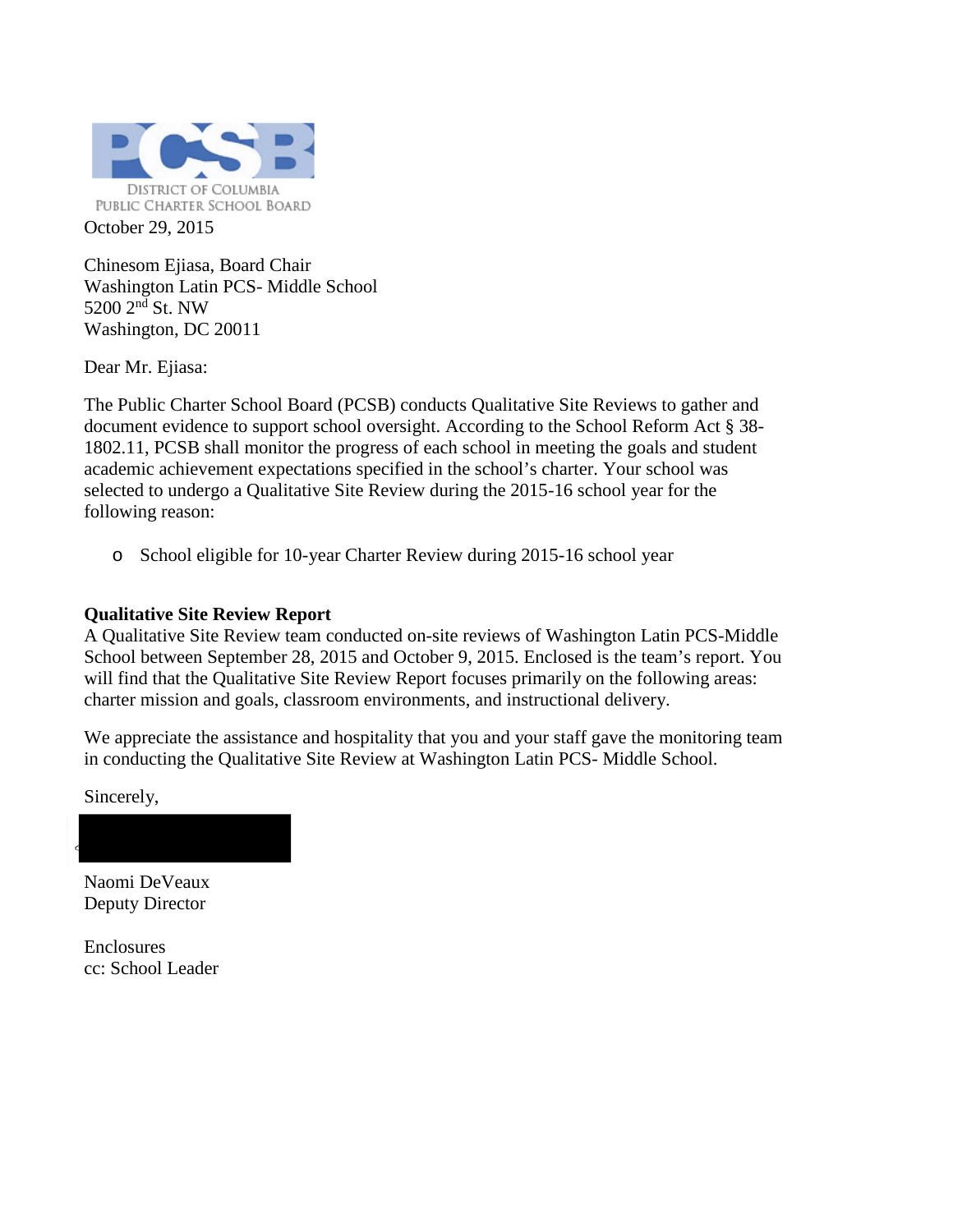DISTRICT OF COLUMBIA
PUBLIC CHARTER SCHOOL BOARD

October 29, 2015

Chinesom Ejiasa, Board Chair
Washington Latin PCS- Middle School
5200 2nd St. NW
Washington, DC 20011

Dear Mr. Ejiasa:

The Public Charter School Board (PCSB) conducts Qualitative Site Reviews to gather and document evidence to support school oversight. According to the School Reform Act § 38-1802.11, PCSB shall monitor the progress of each school in meeting the goals and student academic achievement expectations specified in the school's charter. Your school was selected to undergo a Qualitative Site Review during the 2015-16 school year for the following reason:

- School eligible for 10-year Charter Review during 2015-16 school year

**Qualitative Site Review Report**

A Qualitative Site Review team conducted on-site reviews of Washington Latin PCS-Middle School between September 28, 2015 and October 9, 2015. Enclosed is the team's report. You will find that the Qualitative Site Review Report focuses primarily on the following areas: charter mission and goals, classroom environments, and instructional delivery.

We appreciate the assistance and hospitality that you and your staff gave the monitoring team in conducting the Qualitative Site Review at Washington Latin PCS- Middle School.

Sincerely,

Naomi DeVeaux
Deputy Director

Enclosures
cc: School Leader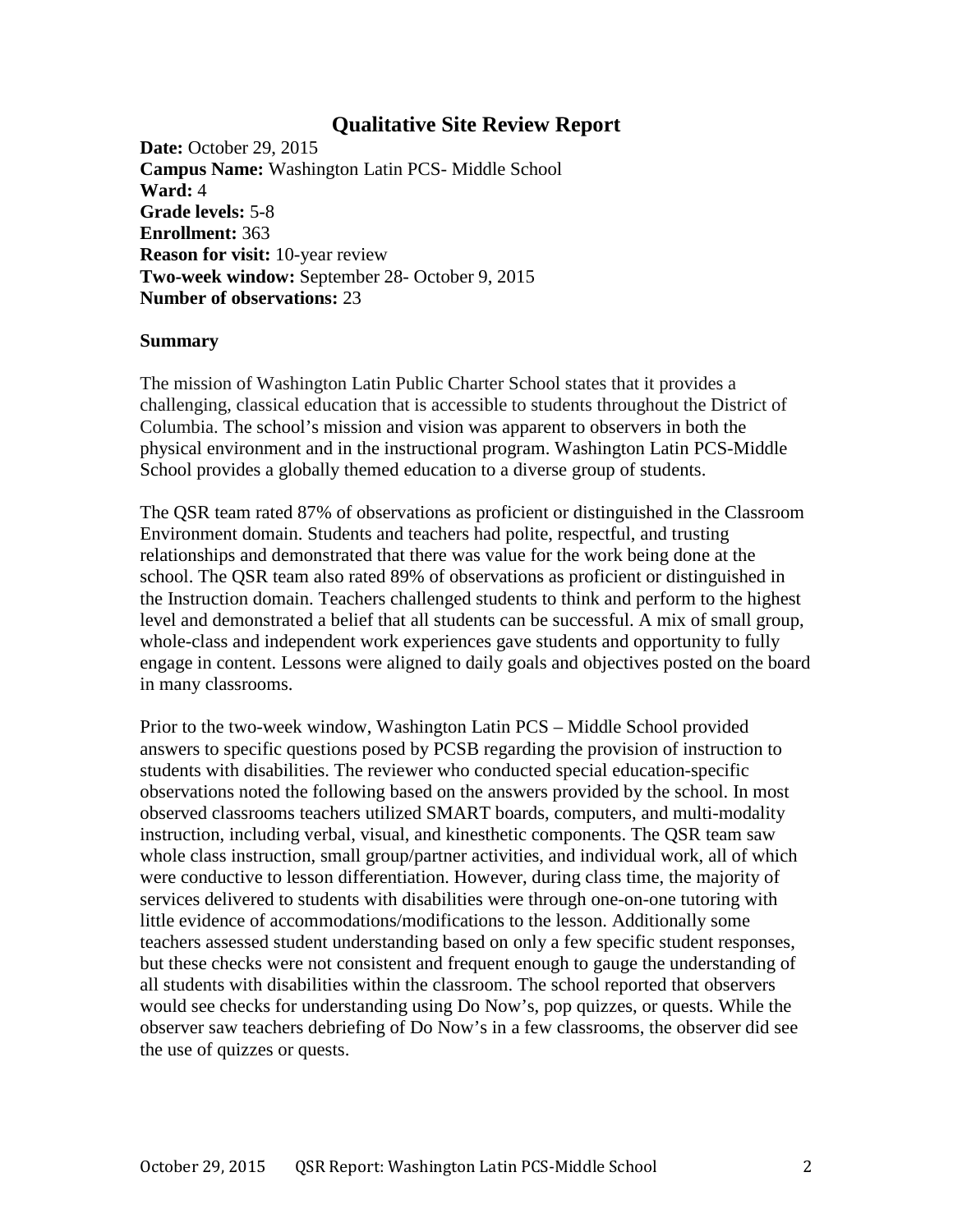## Qualitative Site Review Report

**Date:** October 29, 2015
**Campus Name:** Washington Latin PCS- Middle School
**Ward:** 4
**Grade levels:** 5-8
**Enrollment:** 363
**Reason for visit:** 10-year review
**Two-week window:** September 28- October 9, 2015
**Number of observations:** 23

### Summary

The mission of Washington Latin Public Charter School states that it provides a challenging, classical education that is accessible to students throughout the District of Columbia. The school's mission and vision was apparent to observers in both the physical environment and in the instructional program. Washington Latin PCS-Middle School provides a globally themed education to a diverse group of students.

The QSR team rated 87% of observations as proficient or distinguished in the Classroom Environment domain. Students and teachers had polite, respectful, and trusting relationships and demonstrated that there was value for the work being done at the school. The QSR team also rated 89% of observations as proficient or distinguished in the Instruction domain. Teachers challenged students to think and perform to the highest level and demonstrated a belief that all students can be successful. A mix of small group, whole-class and independent work experiences gave students and opportunity to fully engage in content. Lessons were aligned to daily goals and objectives posted on the board in many classrooms.

Prior to the two-week window, Washington Latin PCS – Middle School provided answers to specific questions posed by PCSB regarding the provision of instruction to students with disabilities. The reviewer who conducted special education-specific observations noted the following based on the answers provided by the school. In most observed classrooms teachers utilized SMART boards, computers, and multi-modality instruction, including verbal, visual, and kinesthetic components. The QSR team saw whole class instruction, small group/partner activities, and individual work, all of which were conductive to lesson differentiation. However, during class time, the majority of services delivered to students with disabilities were through one-on-one tutoring with little evidence of accommodations/modifications to the lesson. Additionally some teachers assessed student understanding based on only a few specific student responses, but these checks were not consistent and frequent enough to gauge the understanding of all students with disabilities within the classroom. The school reported that observers would see checks for understanding using Do Now's, pop quizzes, or quests. While the observer saw teachers debriefing of Do Now's in a few classrooms, the observer did see the use of quizzes or quests.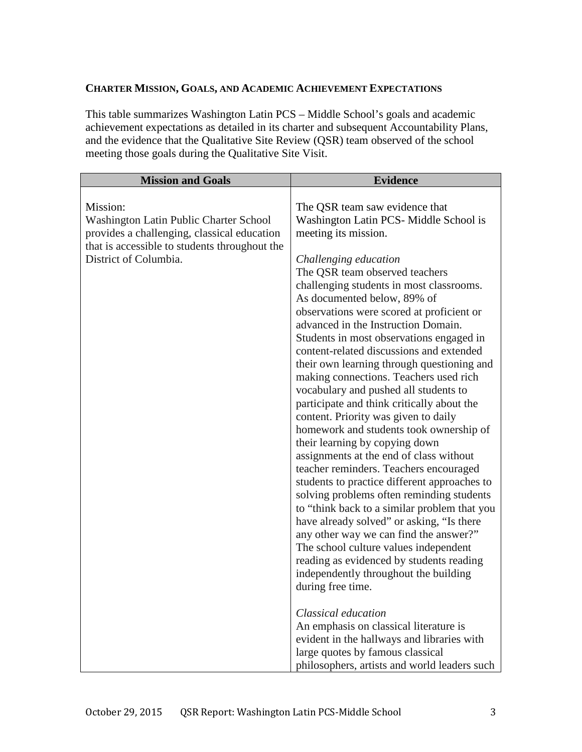**CHARTER MISSION, GOALS, AND ACADEMIC ACHIEVEMENT EXPECTATIONS**

This table summarizes Washington Latin PCS – Middle School's goals and academic achievement expectations as detailed in its charter and subsequent Accountability Plans, and the evidence that the Qualitative Site Review (QSR) team observed of the school meeting those goals during the Qualitative Site Visit.

| Mission and Goals | Evidence |
|---|---|
| Mission:<br>Washington Latin Public Charter School provides a challenging, classical education that is accessible to students throughout the District of Columbia. | The QSR team saw evidence that Washington Latin PCS- Middle School is meeting its mission.<br><br>*Challenging education*<br>The QSR team observed teachers challenging students in most classrooms. As documented below, 89% of observations were scored at proficient or advanced in the Instruction Domain. Students in most observations engaged in content-related discussions and extended their own learning through questioning and making connections. Teachers used rich vocabulary and pushed all students to participate and think critically about the content. Priority was given to daily homework and students took ownership of their learning by copying down assignments at the end of class without teacher reminders. Teachers encouraged students to practice different approaches to solving problems often reminding students to "think back to a similar problem that you have already solved" or asking, "Is there any other way we can find the answer?" The school culture values independent reading as evidenced by students reading independently throughout the building during free time.<br><br>*Classical education*<br>An emphasis on classical literature is evident in the hallways and libraries with large quotes by famous classical philosophers, artists and world leaders such |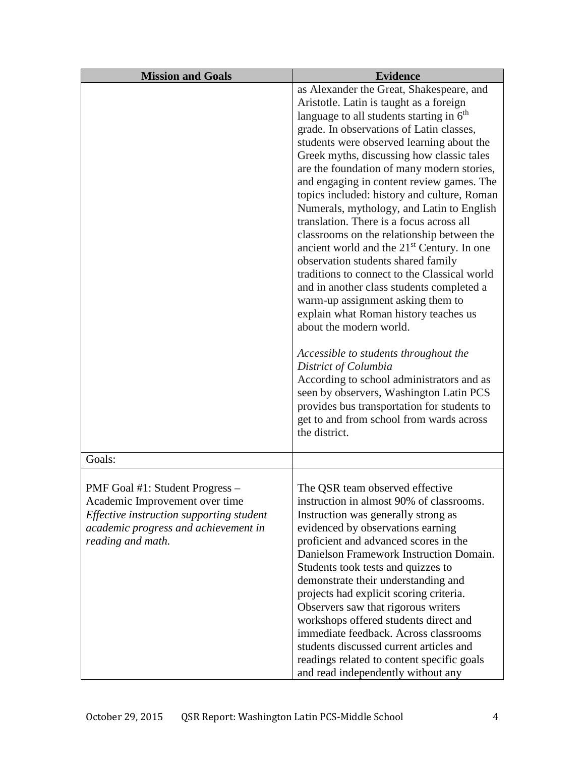| Mission and Goals | Evidence |
| --- | --- |
| | as Alexander the Great, Shakespeare, and Aristotle. Latin is taught as a foreign language to all students starting in 6th grade. In observations of Latin classes, students were observed learning about the Greek myths, discussing how classic tales are the foundation of many modern stories, and engaging in content review games. The topics included: history and culture, Roman Numerals, mythology, and Latin to English translation. There is a focus across all classrooms on the relationship between the ancient world and the 21st Century. In one observation students shared family traditions to connect to the Classical world and in another class students completed a warm-up assignment asking them to explain what Roman history teaches us about the modern world.<br><br>*Accessible to students throughout the District of Columbia*<br>According to school administrators and as seen by observers, Washington Latin PCS provides bus transportation for students to get to and from school from wards across the district. |
| Goals: | |
| PMF Goal #1: Student Progress – Academic Improvement over time<br>*Effective instruction supporting student academic progress and achievement in reading and math.* | The QSR team observed effective instruction in almost 90% of classrooms. Instruction was generally strong as evidenced by observations earning proficient and advanced scores in the Danielson Framework Instruction Domain. Students took tests and quizzes to demonstrate their understanding and projects had explicit scoring criteria. Observers saw that rigorous writers workshops offered students direct and immediate feedback. Across classrooms students discussed current articles and readings related to content specific goals and read independently without any |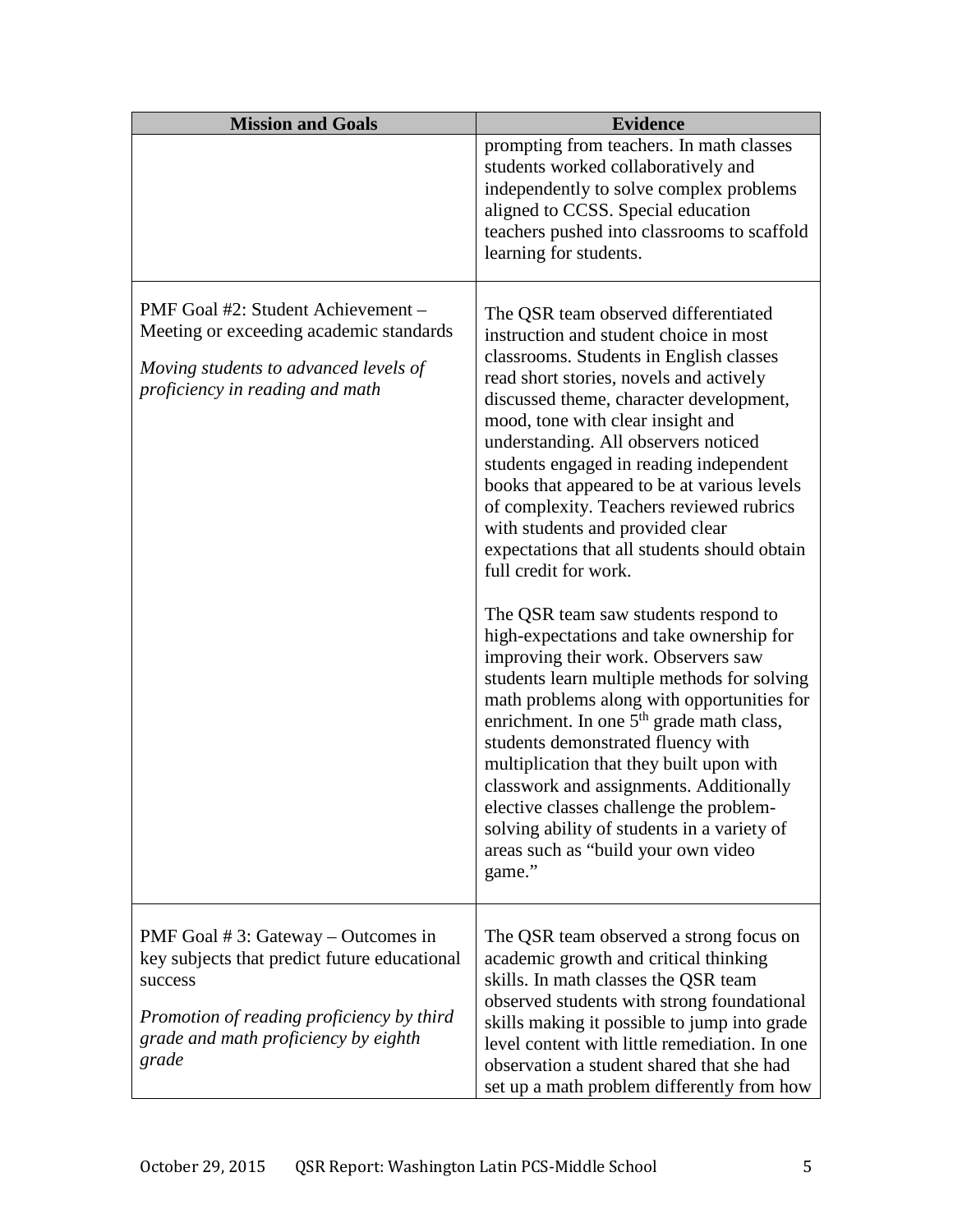| Mission and Goals | Evidence |
|---|---|
| | prompting from teachers. In math classes students worked collaboratively and independently to solve complex problems aligned to CCSS. Special education teachers pushed into classrooms to scaffold learning for students. |
| PMF Goal #2: Student Achievement – Meeting or exceeding academic standards<br><br>*Moving students to advanced levels of proficiency in reading and math* | The QSR team observed differentiated instruction and student choice in most classrooms. Students in English classes read short stories, novels and actively discussed theme, character development, mood, tone with clear insight and understanding. All observers noticed students engaged in reading independent books that appeared to be at various levels of complexity. Teachers reviewed rubrics with students and provided clear expectations that all students should obtain full credit for work.<br><br>The QSR team saw students respond to high-expectations and take ownership for improving their work. Observers saw students learn multiple methods for solving math problems along with opportunities for enrichment. In one 5th grade math class, students demonstrated fluency with multiplication that they built upon with classwork and assignments. Additionally elective classes challenge the problem-solving ability of students in a variety of areas such as "build your own video game." |
| PMF Goal # 3: Gateway – Outcomes in key subjects that predict future educational success<br><br>*Promotion of reading proficiency by third grade and math proficiency by eighth grade* | The QSR team observed a strong focus on academic growth and critical thinking skills. In math classes the QSR team observed students with strong foundational skills making it possible to jump into grade level content with little remediation. In one observation a student shared that she had set up a math problem differently from how |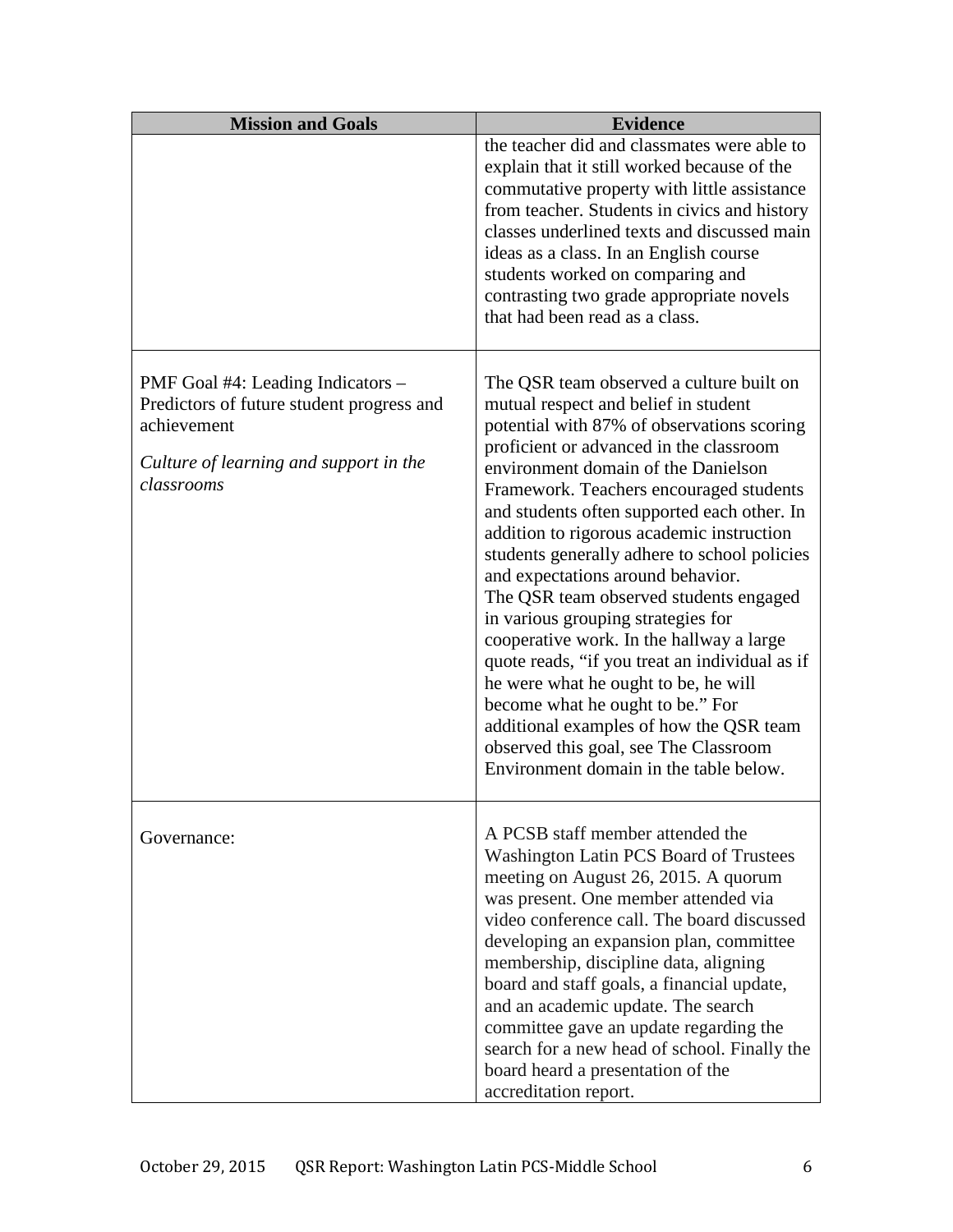| Mission and Goals | Evidence |
| --- | --- |
| | the teacher did and classmates were able to explain that it still worked because of the commutative property with little assistance from teacher. Students in civics and history classes underlined texts and discussed main ideas as a class. In an English course students worked on comparing and contrasting two grade appropriate novels that had been read as a class. |
| PMF Goal #4: Leading Indicators – Predictors of future student progress and achievement<br><br>*Culture of learning and support in the classrooms* | The QSR team observed a culture built on mutual respect and belief in student potential with 87% of observations scoring proficient or advanced in the classroom environment domain of the Danielson Framework. Teachers encouraged students and students often supported each other. In addition to rigorous academic instruction students generally adhere to school policies and expectations around behavior.<br>The QSR team observed students engaged in various grouping strategies for cooperative work. In the hallway a large quote reads, "if you treat an individual as if he were what he ought to be, he will become what he ought to be." For additional examples of how the QSR team observed this goal, see The Classroom Environment domain in the table below. |
| Governance: | A PCSB staff member attended the Washington Latin PCS Board of Trustees meeting on August 26, 2015. A quorum was present. One member attended via video conference call. The board discussed developing an expansion plan, committee membership, discipline data, aligning board and staff goals, a financial update, and an academic update. The search committee gave an update regarding the search for a new head of school. Finally the board heard a presentation of the accreditation report. |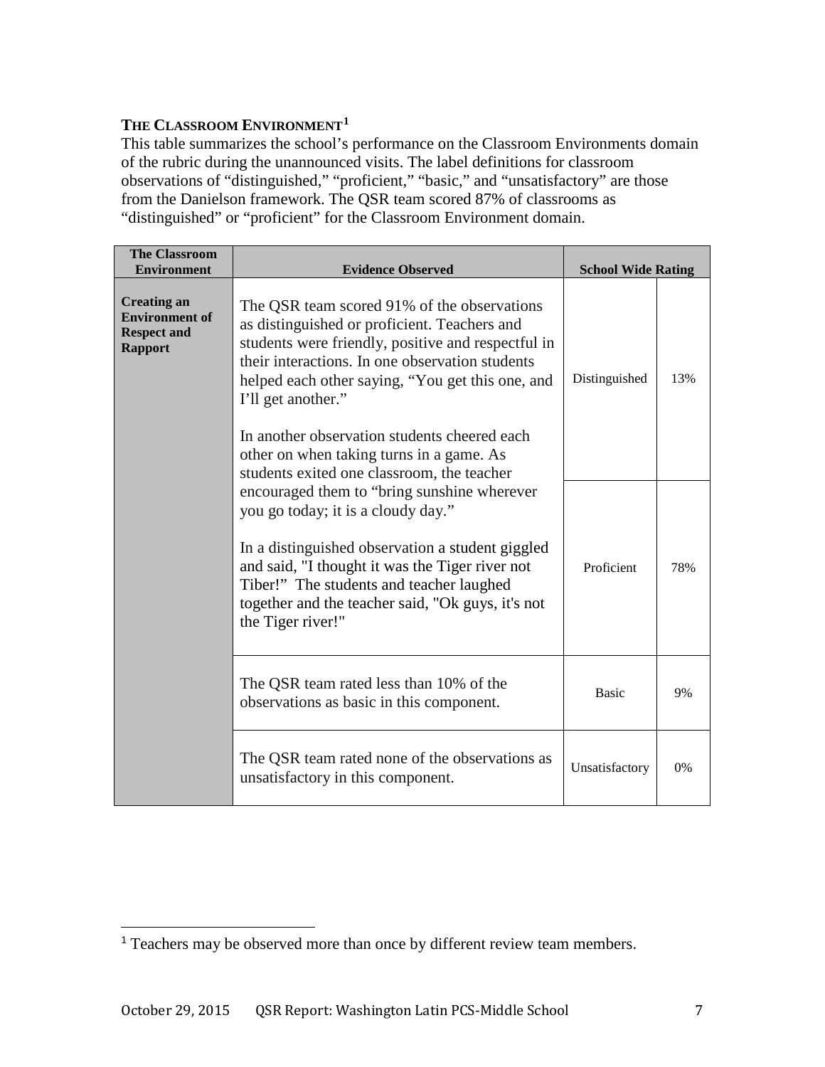### THE CLASSROOM ENVIRONMENT[1]

This table summarizes the school's performance on the Classroom Environments domain of the rubric during the unannounced visits. The label definitions for classroom observations of "distinguished," "proficient," "basic," and "unsatisfactory" are those from the Danielson framework. The QSR team scored 87% of classrooms as "distinguished" or "proficient" for the Classroom Environment domain.

| The Classroom Environment | Evidence Observed | School Wide Rating | |
|---|---|---|---|
| **Creating an Environment of Respect and Rapport** | The QSR team scored 91% of the observations as distinguished or proficient. Teachers and students were friendly, positive and respectful in their interactions. In one observation students helped each other saying, "You get this one, and I'll get another."<br><br>In another observation students cheered each other on when taking turns in a game. As students exited one classroom, the teacher encouraged them to "bring sunshine wherever you go today; it is a cloudy day."<br><br>In a distinguished observation a student giggled and said, "I thought it was the Tiger river not Tiber!" The students and teacher laughed together and the teacher said, "Ok guys, it's not the Tiger river!" | Distinguished | 13% |
| | | Proficient | 78% |
| | The QSR team rated less than 10% of the observations as basic in this component. | Basic | 9% |
| | The QSR team rated none of the observations as unsatisfactory in this component. | Unsatisfactory | 0% |

[1] Teachers may be observed more than once by different review team members.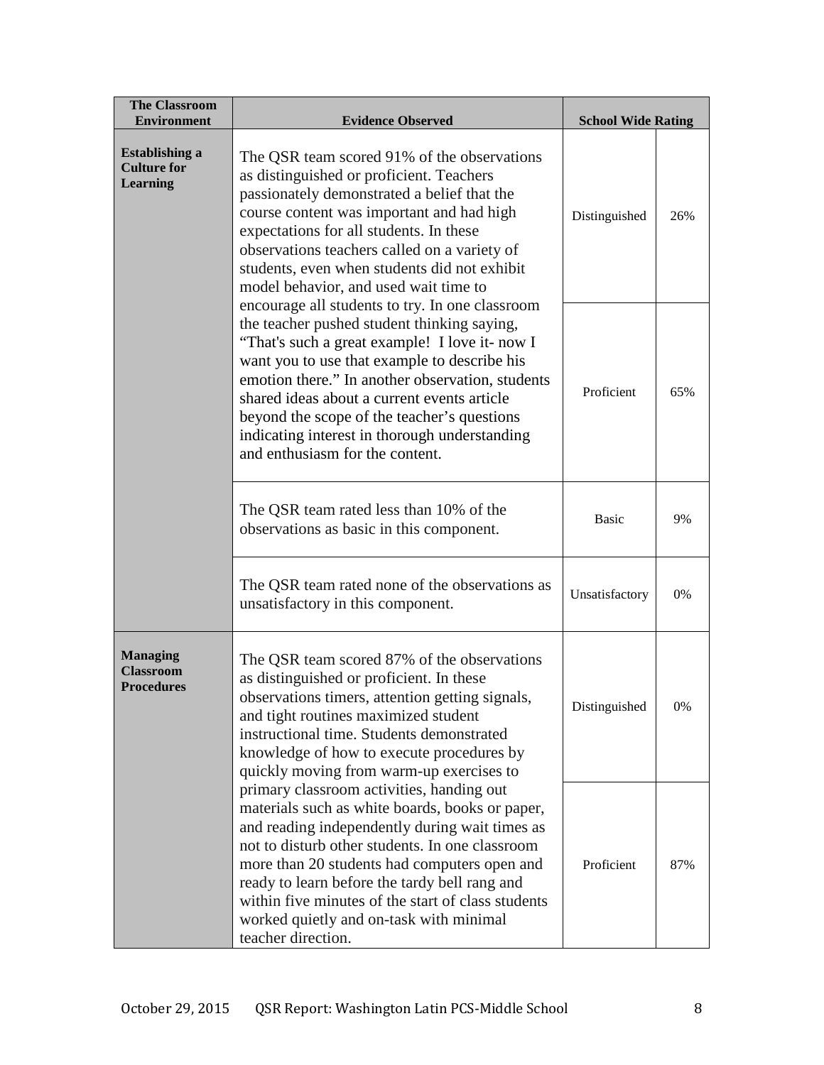| The Classroom Environment | Evidence Observed | School Wide Rating | |
|---|---|---|---|
| **Establishing a Culture for Learning** | The QSR team scored 91% of the observations as distinguished or proficient. Teachers passionately demonstrated a belief that the course content was important and had high expectations for all students. In these observations teachers called on a variety of students, even when students did not exhibit model behavior, and used wait time to encourage all students to try. In one classroom the teacher pushed student thinking saying, "That's such a great example! I love it- now I want you to use that example to describe his emotion there." In another observation, students shared ideas about a current events article beyond the scope of the teacher's questions indicating interest in thorough understanding and enthusiasm for the content. | Distinguished | 26% |
| | | Proficient | 65% |
| | The QSR team rated less than 10% of the observations as basic in this component. | Basic | 9% |
| | The QSR team rated none of the observations as unsatisfactory in this component. | Unsatisfactory | 0% |
| **Managing Classroom Procedures** | The QSR team scored 87% of the observations as distinguished or proficient. In these observations timers, attention getting signals, and tight routines maximized student instructional time. Students demonstrated knowledge of how to execute procedures by quickly moving from warm-up exercises to primary classroom activities, handing out materials such as white boards, books or paper, and reading independently during wait times as not to disturb other students. In one classroom more than 20 students had computers open and ready to learn before the tardy bell rang and within five minutes of the start of class students worked quietly and on-task with minimal teacher direction. | Distinguished | 0% |
| | | Proficient | 87% |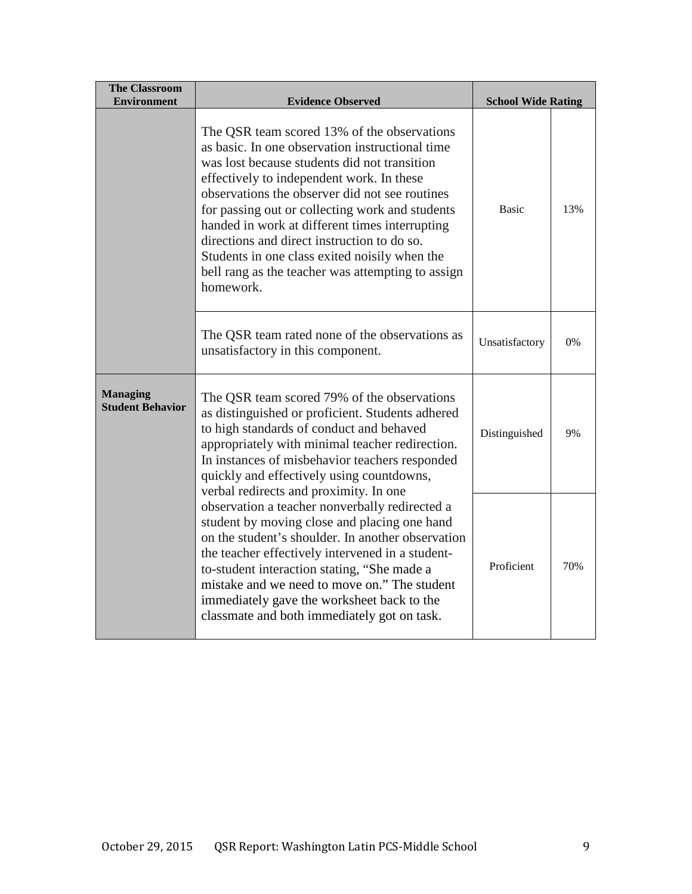| The Classroom Environment | Evidence Observed | School Wide Rating | |
|---|---|---|---|
| | The QSR team scored 13% of the observations as basic. In one observation instructional time was lost because students did not transition effectively to independent work. In these observations the observer did not see routines for passing out or collecting work and students handed in work at different times interrupting directions and direct instruction to do so. Students in one class exited noisily when the bell rang as the teacher was attempting to assign homework. | Basic | 13% |
| | The QSR team rated none of the observations as unsatisfactory in this component. | Unsatisfactory | 0% |
| **Managing Student Behavior** | The QSR team scored 79% of the observations as distinguished or proficient. Students adhered to high standards of conduct and behaved appropriately with minimal teacher redirection. In instances of misbehavior teachers responded quickly and effectively using countdowns, verbal redirects and proximity. In one observation a teacher nonverbally redirected a student by moving close and placing one hand on the student's shoulder. In another observation the teacher effectively intervened in a student-to-student interaction stating, "She made a mistake and we need to move on." The student immediately gave the worksheet back to the classmate and both immediately got on task. | Distinguished | 9% |
| | | Proficient | 70% |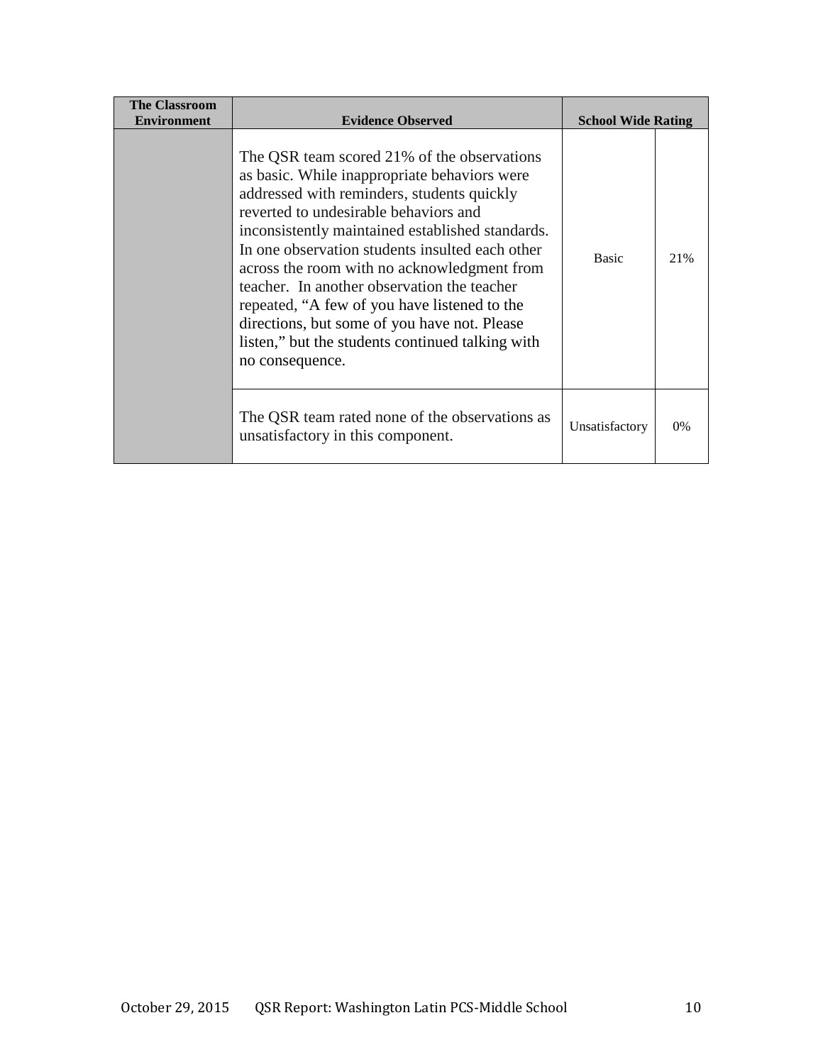| The Classroom Environment | Evidence Observed | School Wide Rating | |
|---|---|---|---|
| | The QSR team scored 21% of the observations as basic. While inappropriate behaviors were addressed with reminders, students quickly reverted to undesirable behaviors and inconsistently maintained established standards. In one observation students insulted each other across the room with no acknowledgment from teacher. In another observation the teacher repeated, "A few of you have listened to the directions, but some of you have not. Please listen," but the students continued talking with no consequence. | Basic | 21% |
| | The QSR team rated none of the observations as unsatisfactory in this component. | Unsatisfactory | 0% |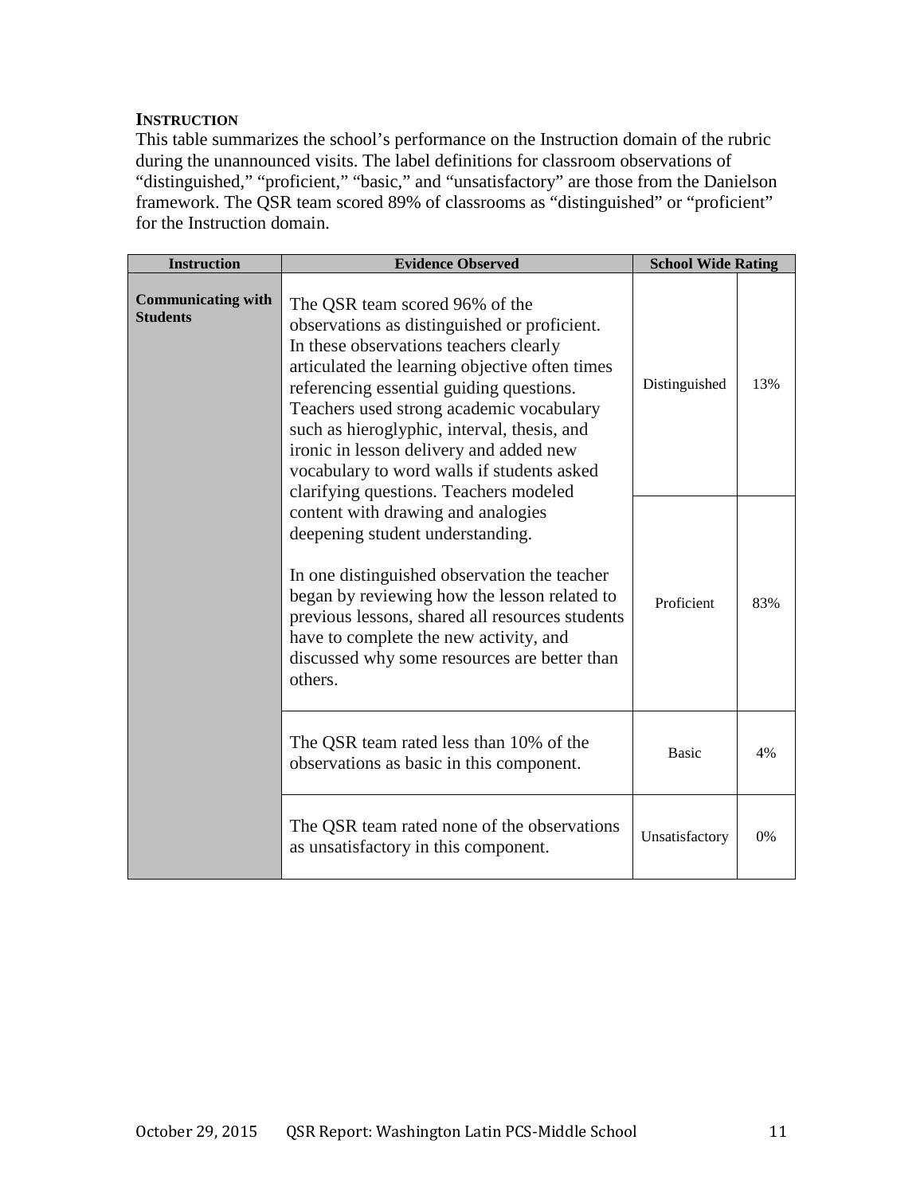**INSTRUCTION**

This table summarizes the school's performance on the Instruction domain of the rubric during the unannounced visits. The label definitions for classroom observations of "distinguished," "proficient," "basic," and "unsatisfactory" are those from the Danielson framework. The QSR team scored 89% of classrooms as "distinguished" or "proficient" for the Instruction domain.

| Instruction | Evidence Observed | School Wide Rating | |
|---|---|---|---|
| **Communicating with Students** | The QSR team scored 96% of the observations as distinguished or proficient. In these observations teachers clearly articulated the learning objective often times referencing essential guiding questions. Teachers used strong academic vocabulary such as hieroglyphic, interval, thesis, and ironic in lesson delivery and added new vocabulary to word walls if students asked clarifying questions. Teachers modeled content with drawing and analogies deepening student understanding.<br><br>In one distinguished observation the teacher began by reviewing how the lesson related to previous lessons, shared all resources students have to complete the new activity, and discussed why some resources are better than others. | Distinguished | 13% |
| | | Proficient | 83% |
| | The QSR team rated less than 10% of the observations as basic in this component. | Basic | 4% |
| | The QSR team rated none of the observations as unsatisfactory in this component. | Unsatisfactory | 0% |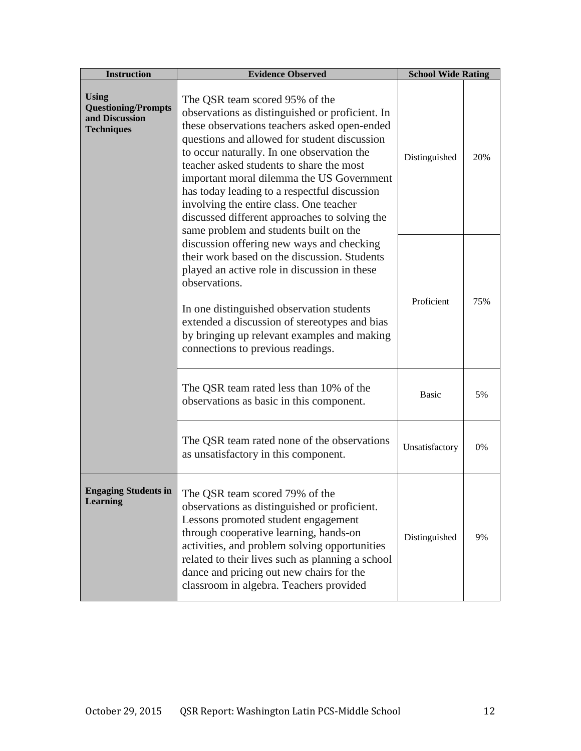| Instruction | Evidence Observed | School Wide Rating | |
|---|---|---|---|
| **Using Questioning/Prompts and Discussion Techniques** | The QSR team scored 95% of the observations as distinguished or proficient. In these observations teachers asked open-ended questions and allowed for student discussion to occur naturally. In one observation the teacher asked students to share the most important moral dilemma the US Government has today leading to a respectful discussion involving the entire class. One teacher discussed different approaches to solving the same problem and students built on the discussion offering new ways and checking their work based on the discussion. Students played an active role in discussion in these observations.<br><br>In one distinguished observation students extended a discussion of stereotypes and bias by bringing up relevant examples and making connections to previous readings. | Distinguished | 20% |
| | | Proficient | 75% |
| | The QSR team rated less than 10% of the observations as basic in this component. | Basic | 5% |
| | The QSR team rated none of the observations as unsatisfactory in this component. | Unsatisfactory | 0% |
| **Engaging Students in Learning** | The QSR team scored 79% of the observations as distinguished or proficient. Lessons promoted student engagement through cooperative learning, hands-on activities, and problem solving opportunities related to their lives such as planning a school dance and pricing out new chairs for the classroom in algebra. Teachers provided | Distinguished | 9% |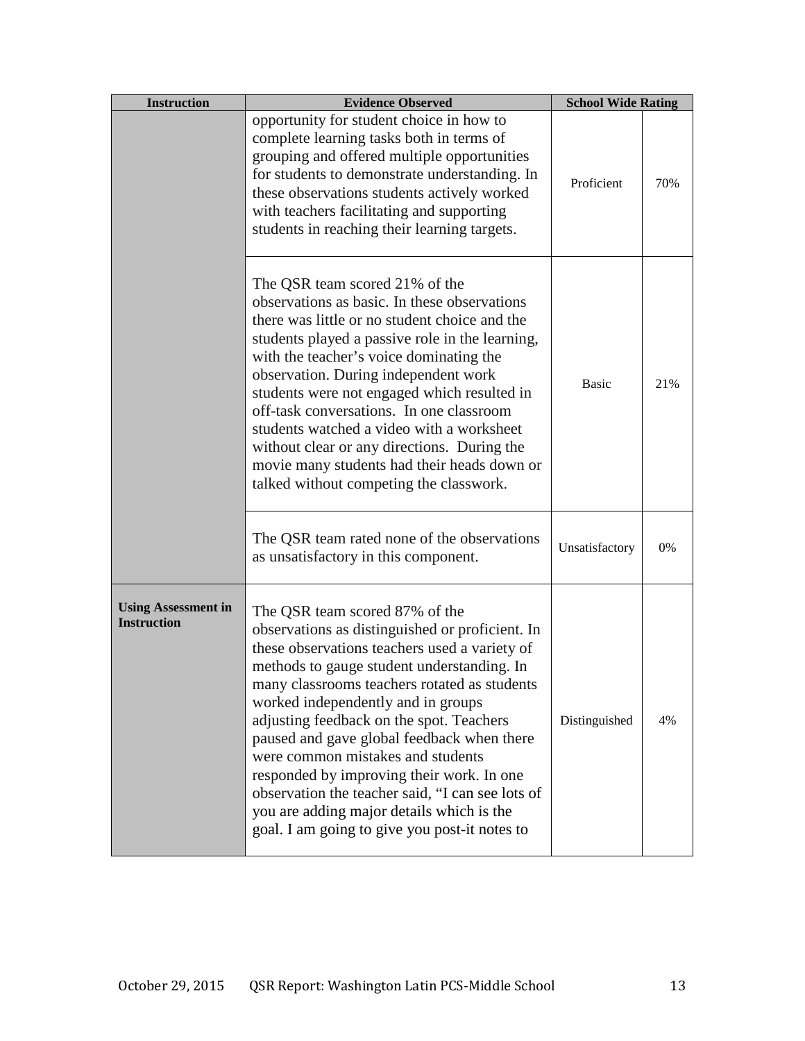| Instruction | Evidence Observed | School Wide Rating | |
|---|---|---|---|
| | opportunity for student choice in how to complete learning tasks both in terms of grouping and offered multiple opportunities for students to demonstrate understanding. In these observations students actively worked with teachers facilitating and supporting students in reaching their learning targets. | Proficient | 70% |
| | The QSR team scored 21% of the observations as basic. In these observations there was little or no student choice and the students played a passive role in the learning, with the teacher's voice dominating the observation. During independent work students were not engaged which resulted in off-task conversations. In one classroom students watched a video with a worksheet without clear or any directions. During the movie many students had their heads down or talked without competing the classwork. | Basic | 21% |
| | The QSR team rated none of the observations as unsatisfactory in this component. | Unsatisfactory | 0% |
| **Using Assessment in Instruction** | The QSR team scored 87% of the observations as distinguished or proficient. In these observations teachers used a variety of methods to gauge student understanding. In many classrooms teachers rotated as students worked independently and in groups adjusting feedback on the spot. Teachers paused and gave global feedback when there were common mistakes and students responded by improving their work. In one observation the teacher said, "I can see lots of you are adding major details which is the goal. I am going to give you post-it notes to | Distinguished | 4% |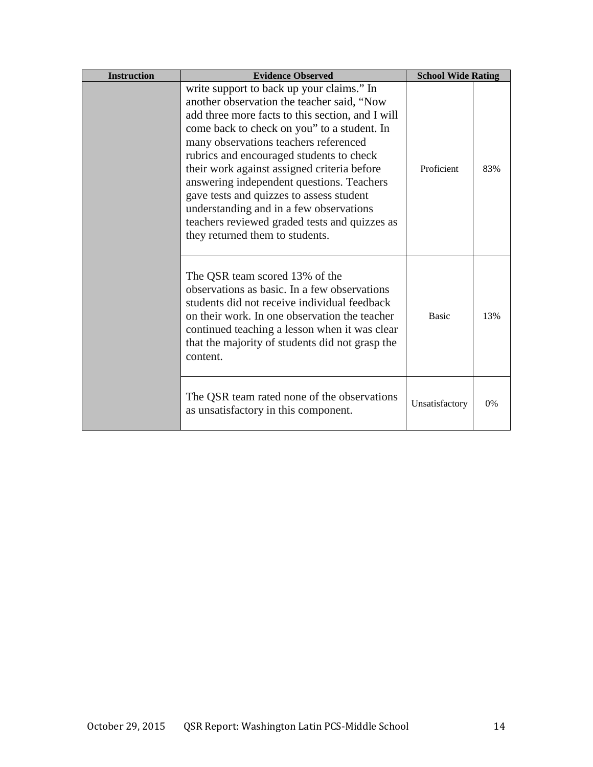| Instruction | Evidence Observed | School Wide Rating | |
|---|---|---|---|
| | write support to back up your claims." In another observation the teacher said, "Now add three more facts to this section, and I will come back to check on you" to a student. In many observations teachers referenced rubrics and encouraged students to check their work against assigned criteria before answering independent questions. Teachers gave tests and quizzes to assess student understanding and in a few observations teachers reviewed graded tests and quizzes as they returned them to students. | Proficient | 83% |
| | The QSR team scored 13% of the observations as basic. In a few observations students did not receive individual feedback on their work. In one observation the teacher continued teaching a lesson when it was clear that the majority of students did not grasp the content. | Basic | 13% |
| | The QSR team rated none of the observations as unsatisfactory in this component. | Unsatisfactory | 0% |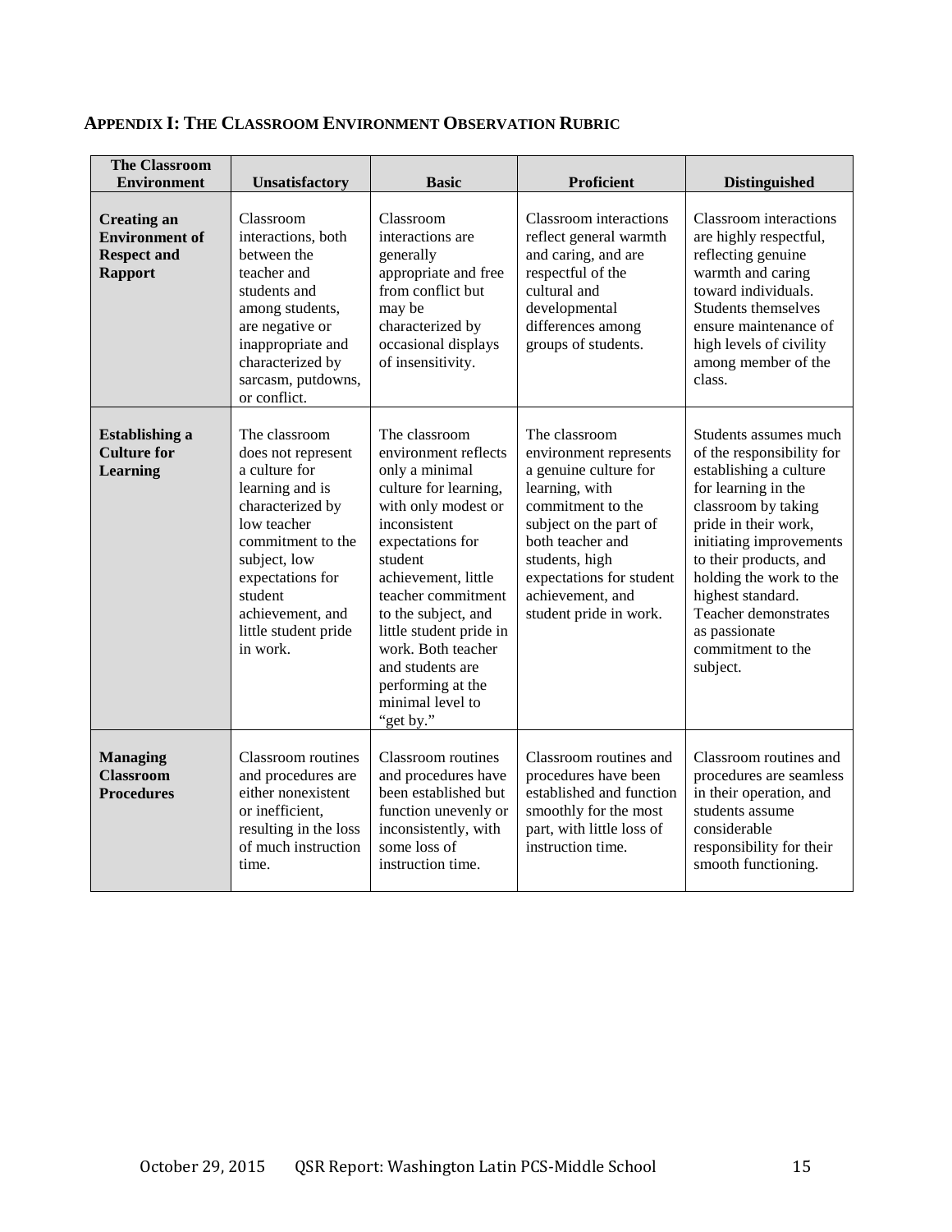## APPENDIX I: THE CLASSROOM ENVIRONMENT OBSERVATION RUBRIC

| The Classroom Environment | Unsatisfactory | Basic | Proficient | Distinguished |
|---|---|---|---|---|
| **Creating an Environment of Respect and Rapport** | Classroom interactions, both between the teacher and students and among students, are negative or inappropriate and characterized by sarcasm, putdowns, or conflict. | Classroom interactions are generally appropriate and free from conflict but may be characterized by occasional displays of insensitivity. | Classroom interactions reflect general warmth and caring, and are respectful of the cultural and developmental differences among groups of students. | Classroom interactions are highly respectful, reflecting genuine warmth and caring toward individuals. Students themselves ensure maintenance of high levels of civility among member of the class. |
| **Establishing a Culture for Learning** | The classroom does not represent a culture for learning and is characterized by low teacher commitment to the subject, low expectations for student achievement, and little student pride in work. | The classroom environment reflects only a minimal culture for learning, with only modest or inconsistent expectations for student achievement, little teacher commitment to the subject, and little student pride in work. Both teacher and students are performing at the minimal level to "get by." | The classroom environment represents a genuine culture for learning, with commitment to the subject on the part of both teacher and students, high expectations for student achievement, and student pride in work. | Students assumes much of the responsibility for establishing a culture for learning in the classroom by taking pride in their work, initiating improvements to their products, and holding the work to the highest standard. Teacher demonstrates as passionate commitment to the subject. |
| **Managing Classroom Procedures** | Classroom routines and procedures are either nonexistent or inefficient, resulting in the loss of much instruction time. | Classroom routines and procedures have been established but function unevenly or inconsistently, with some loss of instruction time. | Classroom routines and procedures have been established and function smoothly for the most part, with little loss of instruction time. | Classroom routines and procedures are seamless in their operation, and students assume considerable responsibility for their smooth functioning. |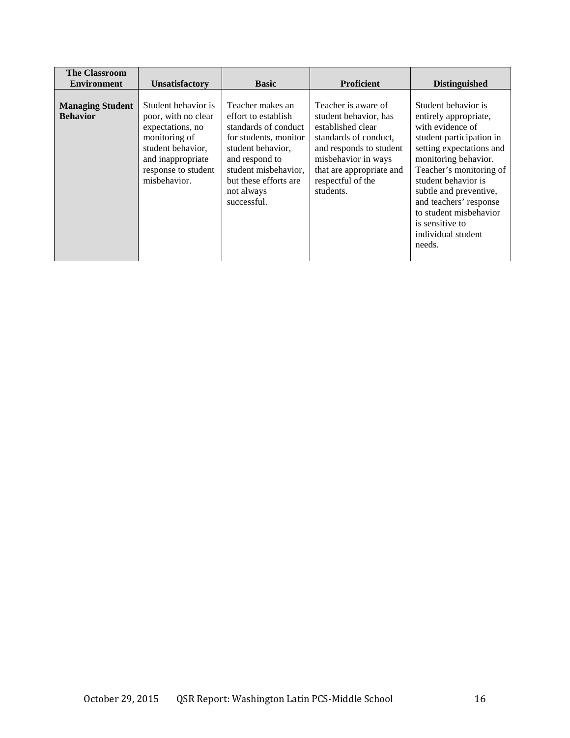| The Classroom Environment | Unsatisfactory | Basic | Proficient | Distinguished |
| --- | --- | --- | --- | --- |
| **Managing Student Behavior** | Student behavior is poor, with no clear expectations, no monitoring of student behavior, and inappropriate response to student misbehavior. | Teacher makes an effort to establish standards of conduct for students, monitor student behavior, and respond to student misbehavior, but these efforts are not always successful. | Teacher is aware of student behavior, has established clear standards of conduct, and responds to student misbehavior in ways that are appropriate and respectful of the students. | Student behavior is entirely appropriate, with evidence of student participation in setting expectations and monitoring behavior. Teacher's monitoring of student behavior is subtle and preventive, and teachers' response to student misbehavior is sensitive to individual student needs. |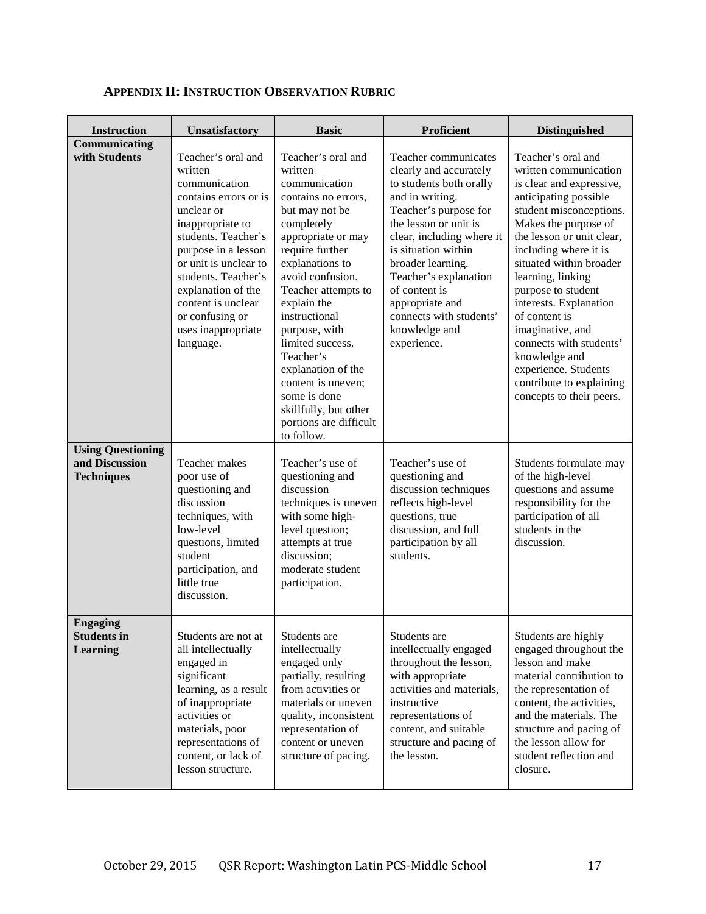## APPENDIX II: INSTRUCTION OBSERVATION RUBRIC

| Instruction | Unsatisfactory | Basic | Proficient | Distinguished |
|---|---|---|---|---|
| **Communicating with Students** | Teacher's oral and written communication contains errors or is unclear or inappropriate to students. Teacher's purpose in a lesson or unit is unclear to students. Teacher's explanation of the content is unclear or confusing or uses inappropriate language. | Teacher's oral and written communication contains no errors, but may not be completely appropriate or may require further explanations to avoid confusion. Teacher attempts to explain the instructional purpose, with limited success. Teacher's explanation of the content is uneven; some is done skillfully, but other portions are difficult to follow. | Teacher communicates clearly and accurately to students both orally and in writing. Teacher's purpose for the lesson or unit is clear, including where it is situation within broader learning. Teacher's explanation of content is appropriate and connects with students' knowledge and experience. | Teacher's oral and written communication is clear and expressive, anticipating possible student misconceptions. Makes the purpose of the lesson or unit clear, including where it is situated within broader learning, linking purpose to student interests. Explanation of content is imaginative, and connects with students' knowledge and experience. Students contribute to explaining concepts to their peers. |
| **Using Questioning and Discussion Techniques** | Teacher makes poor use of questioning and discussion techniques, with low-level questions, limited student participation, and little true discussion. | Teacher's use of questioning and discussion techniques is uneven with some high-level question; attempts at true discussion; moderate student participation. | Teacher's use of questioning and discussion techniques reflects high-level questions, true discussion, and full participation by all students. | Students formulate may of the high-level questions and assume responsibility for the participation of all students in the discussion. |
| **Engaging Students in Learning** | Students are not at all intellectually engaged in significant learning, as a result of inappropriate activities or materials, poor representations of content, or lack of lesson structure. | Students are intellectually engaged only partially, resulting from activities or materials or uneven quality, inconsistent representation of content or uneven structure of pacing. | Students are intellectually engaged throughout the lesson, with appropriate activities and materials, instructive representations of content, and suitable structure and pacing of the lesson. | Students are highly engaged throughout the lesson and make material contribution to the representation of content, the activities, and the materials. The structure and pacing of the lesson allow for student reflection and closure. |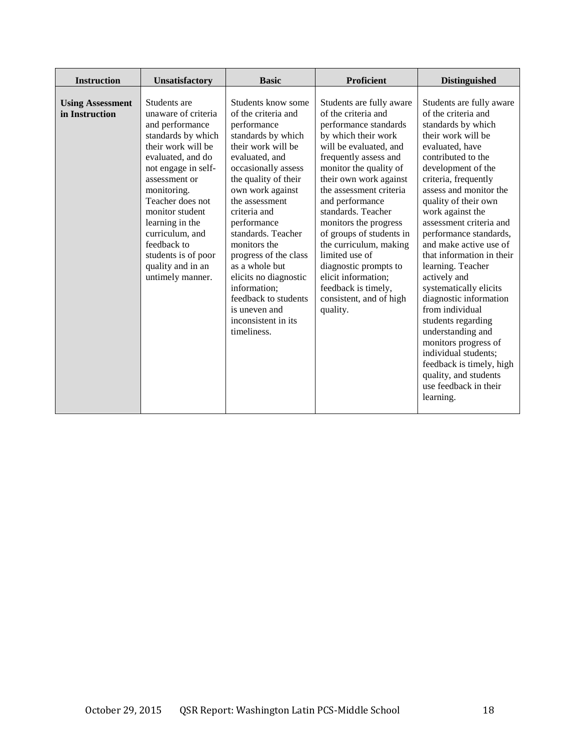| Instruction | Unsatisfactory | Basic | Proficient | Distinguished |
| --- | --- | --- | --- | --- |
| **Using Assessment in Instruction** | Students are unaware of criteria and performance standards by which their work will be evaluated, and do not engage in self-assessment or monitoring. Teacher does not monitor student learning in the curriculum, and feedback to students is of poor quality and in an untimely manner. | Students know some of the criteria and performance standards by which their work will be evaluated, and occasionally assess the quality of their own work against the assessment criteria and performance standards. Teacher monitors the progress of the class as a whole but elicits no diagnostic information; feedback to students is uneven and inconsistent in its timeliness. | Students are fully aware of the criteria and performance standards by which their work will be evaluated, and frequently assess and monitor the quality of their own work against the assessment criteria and performance standards. Teacher monitors the progress of groups of students in the curriculum, making limited use of diagnostic prompts to elicit information; feedback is timely, consistent, and of high quality. | Students are fully aware of the criteria and standards by which their work will be evaluated, have contributed to the development of the criteria, frequently assess and monitor the quality of their own work against the assessment criteria and performance standards, and make active use of that information in their learning. Teacher actively and systematically elicits diagnostic information from individual students regarding understanding and monitors progress of individual students; feedback is timely, high quality, and students use feedback in their learning. |